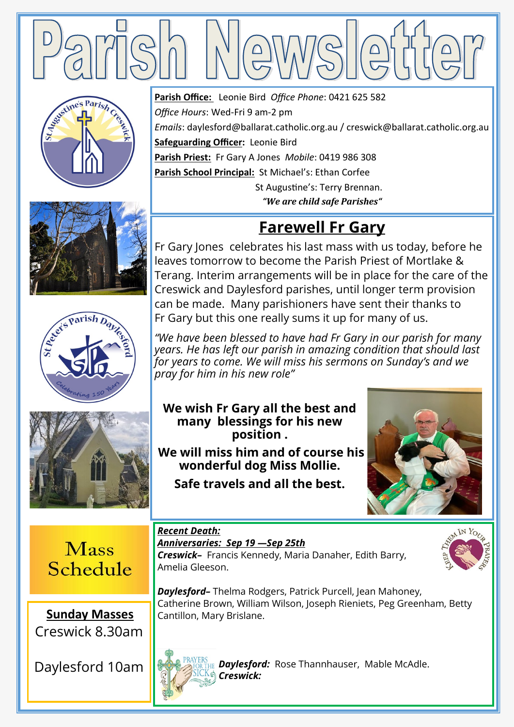# Parish Newsletter

**Parish Office:** Leonie Bird *Office Phone*: 0421 625 582
*Office Hours*: Wed-Fri 9 am-2 pm
*Emails*: daylesford@ballarat.catholic.org.au / creswick@ballarat.catholic.org.au
**Safeguarding Officer:** Leonie Bird
**Parish Priest:** Fr Gary A Jones *Mobile*: 0419 986 308
**Parish School Principal:** St Michael's: Ethan Corfee
St Augustine's: Terry Brennan.

***"We are child safe Parishes"***

## Farewell Fr Gary

Fr Gary Jones celebrates his last mass with us today, before he leaves tomorrow to become the Parish Priest of Mortlake & Terang. Interim arrangements will be in place for the care of the Creswick and Daylesford parishes, until longer term provision can be made. Many parishioners have sent their thanks to Fr Gary but this one really sums it up for many of us.

*"We have been blessed to have had Fr Gary in our parish for many years. He has left our parish in amazing condition that should last for years to come. We will miss his sermons on Sunday's and we pray for him in his new role"*

**We wish Fr Gary all the best and many blessings for his new position .**

**We will miss him and of course his wonderful dog Miss Mollie.**

**Safe travels and all the best.**

## Mass Schedule

**Sunday Masses**
Creswick 8.30am

Daylesford 10am

***Recent Death:***

***Anniversaries: Sep 19 —Sep 25th***

***Creswick–*** Francis Kennedy, Maria Danaher, Edith Barry, Amelia Gleeson.

***Daylesford–*** Thelma Rodgers, Patrick Purcell, Jean Mahoney, Catherine Brown, William Wilson, Joseph Rieniets, Peg Greenham, Betty Cantillon, Mary Brislane.

Prayers for the Sick

***Daylesford:*** Rose Thannhauser, Mable McAdle.
***Creswick:***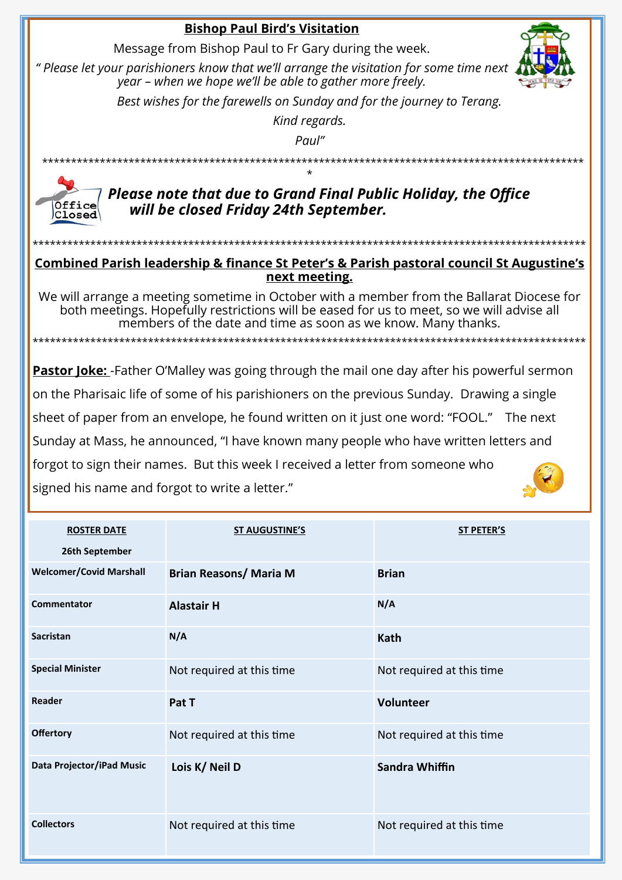## Bishop Paul Bird's Visitation

Message from Bishop Paul to Fr Gary during the week.

*" Please let your parishioners know that we'll arrange the visitation for some time next year – when we hope we'll be able to gather more freely.*

*Best wishes for the farewells on Sunday and for the journey to Terang.*

*Kind regards.*

*Paul"*

****************************************************************************************************

***Please note that due to Grand Final Public Holiday, the Office will be closed Friday 24th September.***

****************************************************************************************************

## Combined Parish leadership & finance St Peter's & Parish pastoral council St Augustine's next meeting.

We will arrange a meeting sometime in October with a member from the Ballarat Diocese for both meetings. Hopefully restrictions will be eased for us to meet, so we will advise all members of the date and time as soon as we know. Many thanks.

****************************************************************************************************

**Pastor Joke:** -Father O'Malley was going through the mail one day after his powerful sermon on the Pharisaic life of some of his parishioners on the previous Sunday. Drawing a single sheet of paper from an envelope, he found written on it just one word: "FOOL." The next Sunday at Mass, he announced, "I have known many people who have written letters and forgot to sign their names. But this week I received a letter from someone who signed his name and forgot to write a letter."

| ROSTER DATE 26th September | ST AUGUSTINE'S | ST PETER'S |
|---|---|---|
| Welcomer/Covid Marshall | **Brian Reasons/ Maria M** | **Brian** |
| Commentator | **Alastair H** | N/A |
| Sacristan | N/A | **Kath** |
| Special Minister | Not required at this time | Not required at this time |
| Reader | **Pat T** | **Volunteer** |
| Offertory | Not required at this time | Not required at this time |
| Data Projector/iPad Music | **Lois K/ Neil D** | **Sandra Whiffin** |
| Collectors | Not required at this time | Not required at this time |